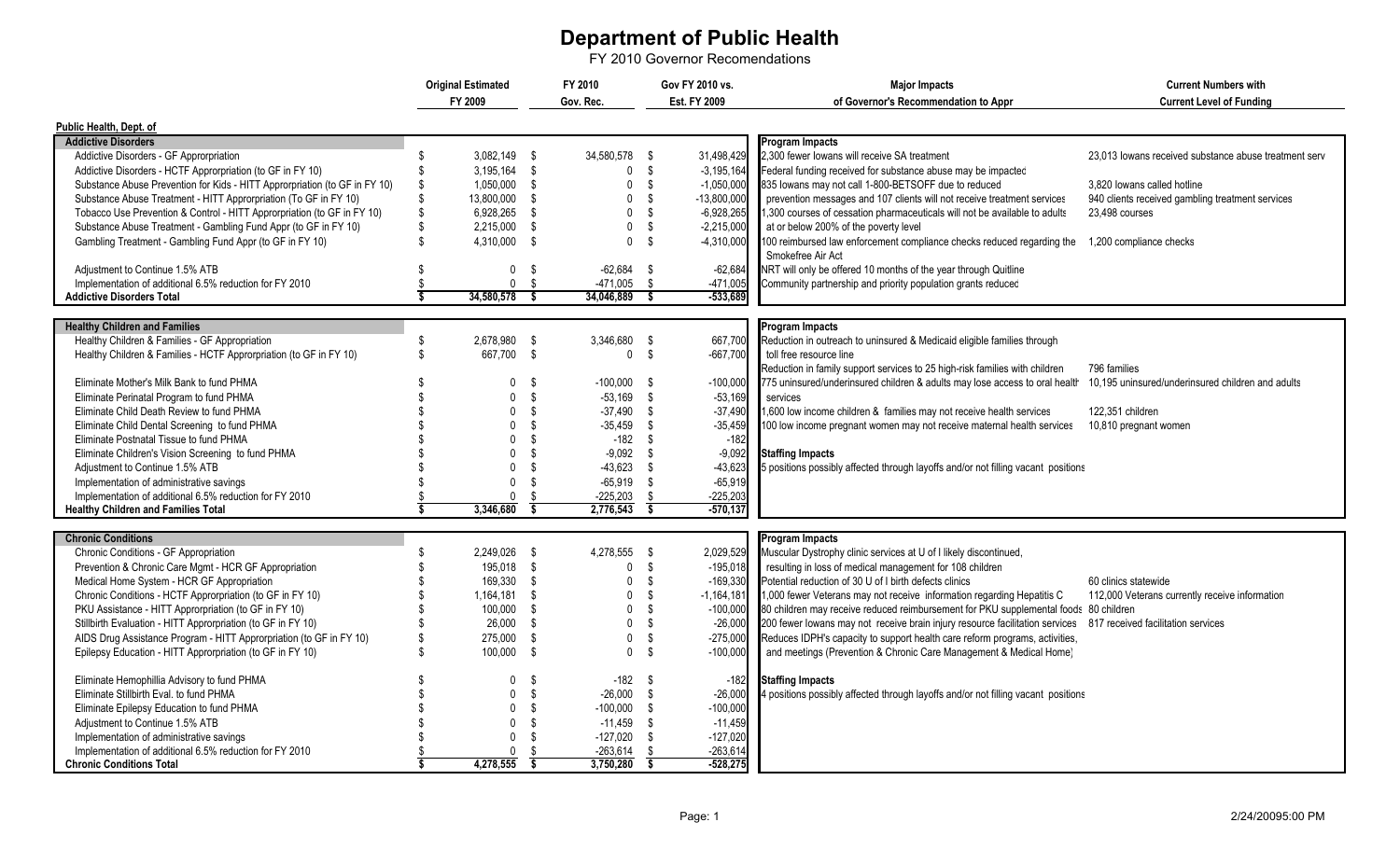# Department of Public Health

FY 2010 Governor Recomendations

| | Original Estimated FY 2009 | FY 2010 Gov. Rec. | Gov FY 2010 vs. Est. FY 2009 | Major Impacts of Governor's Recommendation to Appr | Current Numbers with Current Level of Funding |
|---|---|---|---|---|---|
| **Public Health, Dept. of** | | | | | |
| **Addictive Disorders** | | | | **Program Impacts** | |
| Addictive Disorders - GF Appr694 | | | | | |

# Department of Public Health

FY 2010 Governor Recomendations

| | Original Estimated FY 2009 | FY 2010 Gov. Rec. | Gov FY 2010 vs. Est. FY 2009 | Major Impacts of Governor's Recommendation to Appr | Current Numbers with Current Level of Funding |
|---|---|---|---|---|---|
| **Public Health, Dept. of** | | | | | |
| **Addictive Disorders** | | | | **Program Impacts** | |
| Addictive Disorders - GF Apprmedian | $ 3,082,149 | $ 34,580,578 | $ 31,498,429 | 2,300 fewer Iowans will receive SA treatment | 23,013 Iowans received substance abuse treatment serv |

# Department of Public Health

FY 2010 Governor Recomendations

| | Original Estimated FY 2009 | FY 2010 Gov. Rec. | Gov FY 2010 vs. Est. FY 2009 | Major Impacts of Governor's Recommendation to Appr | Current Numbers with Current Level of Funding |
|---|---|---|---|---|---|
| **Public Health, Dept. of** | | | | | |
| **Addictive Disorders** | | | | **Program Impacts** | |
| Addictive Disorders - GF Approrpriation | $ 3,082,149 | $ 34,580,578 | $ 31,498,429 | 2,300 fewer Iowans will receive SA treatment | 23,013 Iowans received substance abuse treatment serv |
| Addictive Disorders - HCTF Approrpriation (to GF in FY 10) | $ 3,195,164 | $ 0 | $ -3,195,164 | Federal funding received for substance abuse may be impacted | |
| Substance Abuse Prevention for Kids - HITT Approrpriation (to GF in FY 10) | $ 1,050,000 | $ 0 | $ -1,050,000 | 835 Iowans may not call 1-800-BETSOFF due to reduced | 3,820 Iowans called hotline |
| Substance Abuse Treatment - HITT Approrpriation (To GF in FY 10) | $ 13,800,000 | $ 0 | $ -13,800,000 | prevention messages and 107 clients will not receive treatment services | 940 clients received gambling treatment services |
| Tobacco Use Prevention & Control - HITT Approrpriation (to GF in FY 10) | $ 6,928,265 | $ 0 | $ -6,928,265 | 1,300 courses of cessation pharmaceuticals will not be available to adults | 23,498 courses |
| Substance Abuse Treatment - Gambling Fund Appr (to GF in FY 10) | $ 2,215,000 | $ 0 | $ -2,215,000 | at or below 200% of the poverty level | |
| Gambling Treatment - Gambling Fund Appr (to GF in FY 10) | $ 4,310,000 | $ 0 | $ -4,310,000 | 100 reimbursed law enforcement compliance checks reduced regarding the Smokefree Air Act | 1,200 compliance checks |
| Adjustment to Continue 1.5% ATB | $ 0 | $ -62,684 | $ -62,684 | NRT will only be offered 10 months of the year through Quitline | |
| Implementation of additional 6.5% reduction for FY 2010 | $ 0 | $ -471,005 | $ -471,005 | Community partnership and priority population grants reduced | |
| **Addictive Disorders Total** | **$ 34,580,578** | **$ 34,046,889** | **$ -533,689** | | |
| **Healthy Children and Families** | | | | **Program Impacts** | |
| Healthy Children & Families - GF Appropriation | $ 2,678,980 | $ 3,346,680 | $ 667,700 | Reduction in outreach to uninsured & Medicaid eligible families through | |
| Healthy Children & Families - HCTF Approrpriation (to GF in FY 10) | $ 667,700 | $ 0 | $ -667,700 | toll free resource line | |
| | | | | Reduction in family support services to 25 high-risk families with children | 796 families |
| Eliminate Mother's Milk Bank to fund PHMA | $ 0 | $ -100,000 | $ -100,000 | 775 uninsured/underinsured children & adults may lose access to oral health | 10,195 uninsured/underinsured children and adults |
| Eliminate Perinatal Program to fund PHMA | $ 0 | $ -53,169 | $ -53,169 | services | |
| Eliminate Child Death Review to fund PHMA | $ 0 | $ -37,490 | $ -37,490 | 1,600 low income children & families may not receive health services | 122,351 children |
| Eliminate Child Dental Screening to fund PHMA | $ 0 | $ -35,459 | $ -35,459 | 100 low income pregnant women may not receive maternal health services | 10,810 pregnant women |
| Eliminate Postnatal Tissue to fund PHMA | $ 0 | $ -182 | $ -182 | | |
| Eliminate Children's Vision Screening to fund PHMA | $ 0 | $ -9,092 | $ -9,092 | **Staffing Impacts** | |
| Adjustment to Continue 1.5% ATB | $ 0 | $ -43,623 | $ -43,623 | 5 positions possibly affected through layoffs and/or not filling vacant positions | |
| Implementation of administrative savings | $ 0 | $ -65,919 | $ -65,919 | | |
| Implementation of additional 6.5% reduction for FY 2010 | $ 0 | $ -225,203 | $ -225,203 | | |
| **Healthy Children and Families Total** | **$ 3,346,680** | **$ 2,776,543** | **$ -570,137** | | |
| **Chronic Conditions** | | | | **Program Impacts** | |
| Chronic Conditions - GF Appropriation | $ 2,249,026 | $ 4,278,555 | $ 2,029,529 | Muscular Dystrophy clinic services at U of I likely discontinued, | |
| Prevention & Chronic Care Mgmt - HCR GF Appropriation | $ 195,018 | $ 0 | $ -195,018 | resulting in loss of medical management for 108 children | |
| Medical Home System - HCR GF Appropriation | $ 169,330 | $ 0 | $ -169,330 | Potential reduction of 30 U of I birth defects clinics | 60 clinics statewide |
| Chronic Conditions - HCTF Approrpriation (to GF in FY 10) | $ 1,164,181 | $ 0 | $ -1,164,181 | 1,000 fewer Veterans may not receive information regarding Hepatitis C | 112,000 Veterans currently receive information |
| PKU Assistance - HITT Approrpriation (to GF in FY 10) | $ 100,000 | $ 0 | $ -100,000 | 80 children may receive reduced reimbursement for PKU supplemental foods | 80 children |
| Stillbirth Evaluation - HITT Approrpriation (to GF in FY 10) | $ 26,000 | $ 0 | $ -26,000 | 200 fewer Iowans may not receive brain injury resource facilitation services | 817 received facilitation services |
| AIDS Drug Assistance Program - HITT Approrpriation (to GF in FY 10) | $ 275,000 | $ 0 | $ -275,000 | Reduces IDPH's capacity to support health care reform programs, activities, | |
| Epilepsy Education - HITT Approrpriation (to GF in FY 10) | $ 100,000 | $ 0 | $ -100,000 | and meetings (Prevention & Chronic Care Management & Medical Home) | |
| Eliminate Hemophillia Advisory to fund PHMA | $ 0 | $ -182 | $ -182 | **Staffing Impacts** | |
| Eliminate Stillbirth Eval. to fund PHMA | $ 0 | $ -26,000 | $ -26,000 | 4 positions possibly affected through layoffs and/or not filling vacant positions | |
| Eliminate Epilepsy Education to fund PHMA | $ 0 | $ -100,000 | $ -100,000 | | |
| Adjustment to Continue 1.5% ATB | $ 0 | $ -11,459 | $ -11,459 | | |
| Implementation of administrative savings | $ 0 | $ -127,020 | $ -127,020 | | |
| Implementation of additional 6.5% reduction for FY 2010 | $ 0 | $ -263,614 | $ -263,614 | | |
| **Chronic Conditions Total** | **$ 4,278,555** | **$ 3,750,280** | **$ -528,275** | | |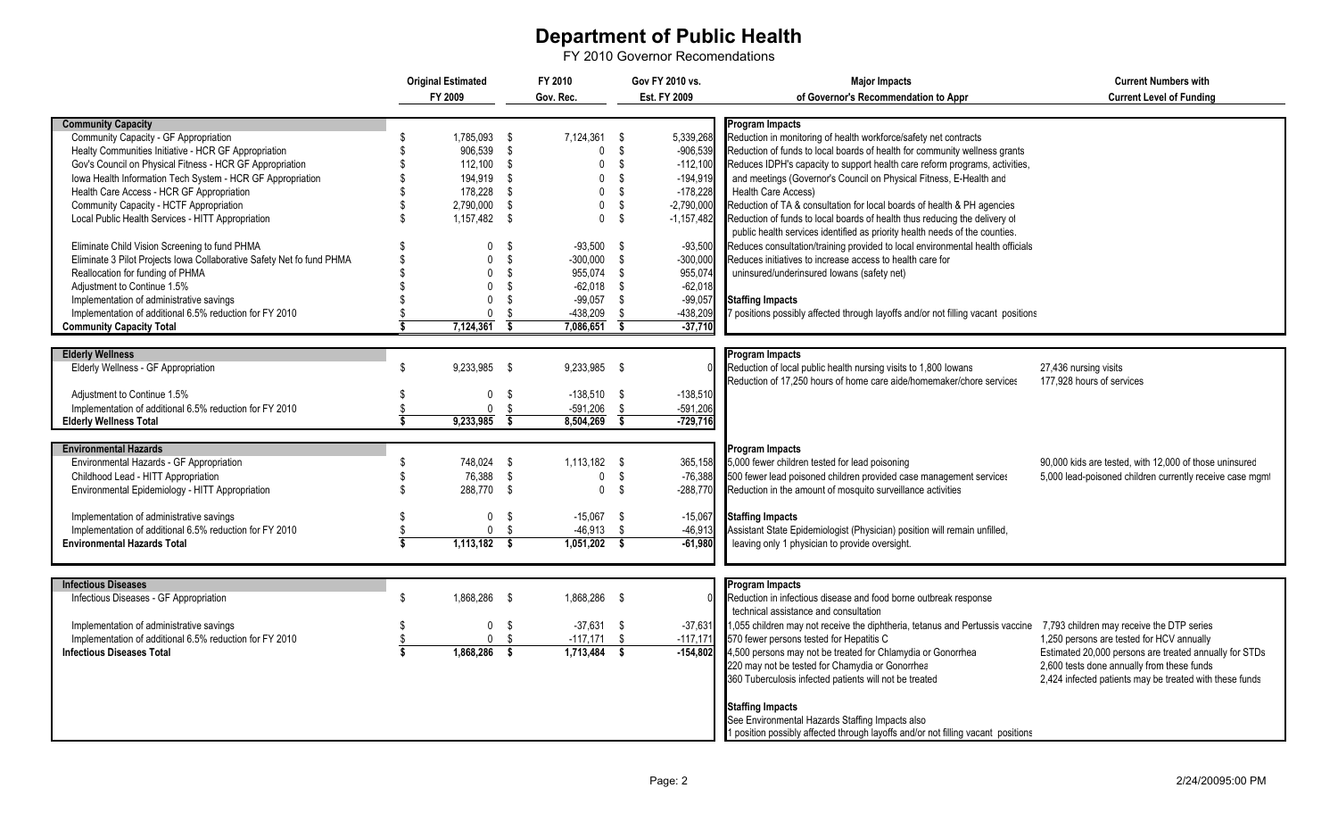# Department of Public Health

FY 2010 Governor Recomendations

| | Original Estimated FY 2009 | FY 2010 Gov. Rec. | Gov FY 2010 vs. Est. FY 2009 | Major Impacts of Governor's Recommendation to Appr | Current Numbers with Current Level of Funding |
|---|---|---|---|---|---|
| **Community Capacity** | | | | **Program Impacts** | |
| Community Capacity - GF Appropriation | $ 1,785,093 | $ 7,124,361 | $ 5,339,268 | Reduction in monitoring of health workforce/safety net contracts | |
| Healty Communities Initiative - HCR GF Appropriation | $ 906,539 | $ 0 | $ -906,539 | Reduction of funds to local boards of health for community wellness grants | |
| Gov's Council on Physical Fitness - HCR GF Appropriation | $ 112,100 | $ 0 | $ -112,100 | Reduces IDPH's capacity to support health care reform programs, activities, | |
| Iowa Health Information Tech System - HCR GF Appropriation | $ 194,919 | $ 0 | $ -194,919 | and meetings (Governor's Council on Physical Fitness, E-Health and | |
| Health Care Access - HCR GF Appropriation | $ 178,228 | $ 0 | $ -178,228 | Health Care Access) | |
| Community Capacity - HCTF Appropriation | $ 2,790,000 | $ 0 | $ -2,790,000 | Reduction of TA & consultation for local boards of health & PH agencies | |
| Local Public Health Services - HITT Appropriation | $ 1,157,482 | $ 0 | $ -1,157,482 | Reduction of funds to local boards of health thus reducing the delivery of public health services identified as priority health needs of the counties. | |
| Eliminate Child Vision Screening to fund PHMA | $ 0 | $ -93,500 | $ -93,500 | Reduces consultation/training provided to local environmental health officials | |
| Eliminate 3 Pilot Projects Iowa Collaborative Safety Net fo fund PHMA | $ 0 | $ -300,000 | $ -300,000 | Reduces initiatives to increase access to health care for | |
| Reallocation for funding of PHMA | $ 0 | $ 955,074 | $ 955,074 | uninsured/underinsured Iowans (safety net) | |
| Adjustment to Continue 1.5% | $ 0 | $ -62,018 | $ -62,018 | | |
| Implementation of administrative savings | $ 0 | $ -99,057 | $ -99,057 | **Staffing Impacts** | |
| Implementation of additional 6.5% reduction for FY 2010 | $ 0 | $ -438,209 | $ -438,209 | 7 positions possibly affected through layoffs and/or not filling vacant positions | |
| **Community Capacity Total** | **$ 7,124,361** | **$ 7,086,651** | **$ -37,710** | | |
| **Elderly Wellness** | | | | **Program Impacts** | |
| Elderly Wellness - GF Appropriation | $ 9,233,985 | $ 9,233,985 | $ 0 | Reduction of local public health nursing visits to 1,800 Iowans | 27,436 nursing visits |
| | | | | Reduction of 17,250 hours of home care aide/homemaker/chore services | 177,928 hours of services |
| Adjustment to Continue 1.5% | $ 0 | $ -138,510 | $ -138,510 | | |
| Implementation of additional 6.5% reduction for FY 2010 | $ 0 | $ -591,206 | $ -591,206 | | |
| **Elderly Wellness Total** | **$ 9,233,985** | **$ 8,504,269** | **$ -729,716** | | |
| **Environmental Hazards** | | | | **Program Impacts** | |
| Environmental Hazards - GF Appropriation | $ 748,024 | $ 1,113,182 | $ 365,158 | 5,000 fewer children tested for lead poisoning | 90,000 kids are tested, with 12,000 of those uninsured |
| Childhood Lead - HITT Appropriation | $ 76,388 | $ 0 | $ -76,388 | 500 fewer lead poisoned children provided case management services | 5,000 lead-poisoned children currently receive case mgmt |
| Environmental Epidemiology - HITT Appropriation | $ 288,770 | $ 0 | $ -288,770 | Reduction in the amount of mosquito surveillance activities | |
| Implementation of administrative savings | $ 0 | $ -15,067 | $ -15,067 | **Staffing Impacts** | |
| Implementation of additional 6.5% reduction for FY 2010 | $ 0 | $ -46,913 | $ -46,913 | Assistant State Epidemiologist (Physician) position will remain unfilled, | |
| **Environmental Hazards Total** | **$ 1,113,182** | **$ 1,051,202** | **$ -61,980** | leaving only 1 physician to provide oversight. | |
| **Infectious Diseases** | | | | **Program Impacts** | |
| Infectious Diseases - GF Appropriation | $ 1,868,286 | $ 1,868,286 | $ 0 | Reduction in infectious disease and food borne outbreak response technical assistance and consultation | |
| Implementation of administrative savings | $ 0 | $ -37,631 | $ -37,631 | 1,055 children may not receive the diphtheria, tetanus and Pertussis vaccine | 7,793 children may receive the DTP series |
| Implementation of additional 6.5% reduction for FY 2010 | $ 0 | $ -117,171 | $ -117,171 | 570 fewer persons tested for Hepatitis C | 1,250 persons are tested for HCV annually |
| **Infectious Diseases Total** | **$ 1,868,286** | **$ 1,713,484** | **$ -154,802** | 4,500 persons may not be treated for Chlamydia or Gonorrhea | Estimated 20,000 persons are treated annually for STDs |
| | | | | 220 may not be tested for Chamydia or Gonorrhea | 2,600 tests done annually from these funds |
| | | | | 360 Tuberculosis infected patients will not be treated | 2,424 infected patients may be treated with these funds |
| | | | | **Staffing Impacts** | |
| | | | | See Environmental Hazards Staffing Impacts also | |
| | | | | 1 position possibly affected through layoffs and/or not filling vacant positions | |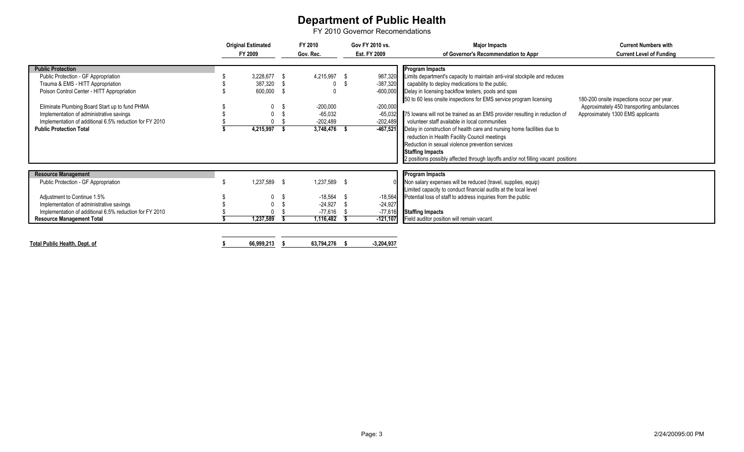# Department of Public Health

FY 2010 Governor Recomendations

| | Original Estimated FY 2009 | FY 2010 Gov. Rec. | Gov FY 2010 vs. Est. FY 2009 | Major Impacts of Governor's Recommendation to Appr | Current Numbers with Current Level of Funding |
|---|---|---|---|---|---|
| **Public Protection** | | | | **Program Impacts** | |
| Public Protection - GF Appropriation | $ 3,228,677 | $ 4,215,997 | $ 987,320 | Limits department's capacity to maintain anti-viral stockpile and reduces capability to deploy medications to the public. | |
| Trauma & EMS - HITT Appropriation | $ 387,320 | $ 0 | $ -387,320 | | |
| Poison Control Center - HITT Appropriation | $ 600,000 | $ 0 | -600,000 | Delay in licensing backflow testers, pools and spas | |
| | | | | 50 to 60 less onsite inspections for EMS service program licensing | 180-200 onsite inspections occur per year. |
| Eliminate Plumbing Board Start up to fund PHMA | $ 0 | $ -200,000 | -200,000 | | Approximately 450 transporting ambulances |
| Implementation of administrative savings | $ 0 | $ -65,032 | -65,032 | 75 Iowans will not be trained as an EMS provider resulting in reduction of volunteer staff available in local communities | Approximately 1300 EMS applicants |
| Implementation of additional 6.5% reduction for FY 2010 | $ 0 | $ -202,489 | -202,489 | | |
| **Public Protection Total** | **$ 4,215,997** | **$ 3,748,476** | **$ -467,521** | Delay in construction of health care and nursing home facilities due to reduction in Health Facility Council meetings | |
| | | | | Reduction in sexual violence prevention services | |
| | | | | **Staffing Impacts** | |
| | | | | 2 positions possibly affected through layoffs and/or not filling vacant positions | |
| **Resource Management** | | | | **Program Impacts** | |
| Public Protection - GF Appropriation | $ 1,237,589 | $ 1,237,589 | $ 0 | Non salary expenses will be reduced (travel, supplies, equip) | |
| | | | | Limited capacity to conduct financial audits at the local level | |
| Adjustment to Continue 1.5% | $ 0 | $ -18,564 | $ -18,564 | Potential loss of staff to address inquiries from the public | |
| Implementation of administrative savings | $ 0 | $ -24,927 | $ -24,927 | | |
| Implementation of additional 6.5% reduction for FY 2010 | $ 0 | $ -77,616 | $ -77,616 | **Staffing Impacts** | |
| **Resource Management Total** | **$ 1,237,589** | **$ 1,116,482** | **$ -121,107** | Field auditor position will remain vacant | |
| | | | | | |
| **Total Public Health, Dept. of** | **$ 66,999,213** | **$ 63,794,276** | **$ -3,204,937** | | |